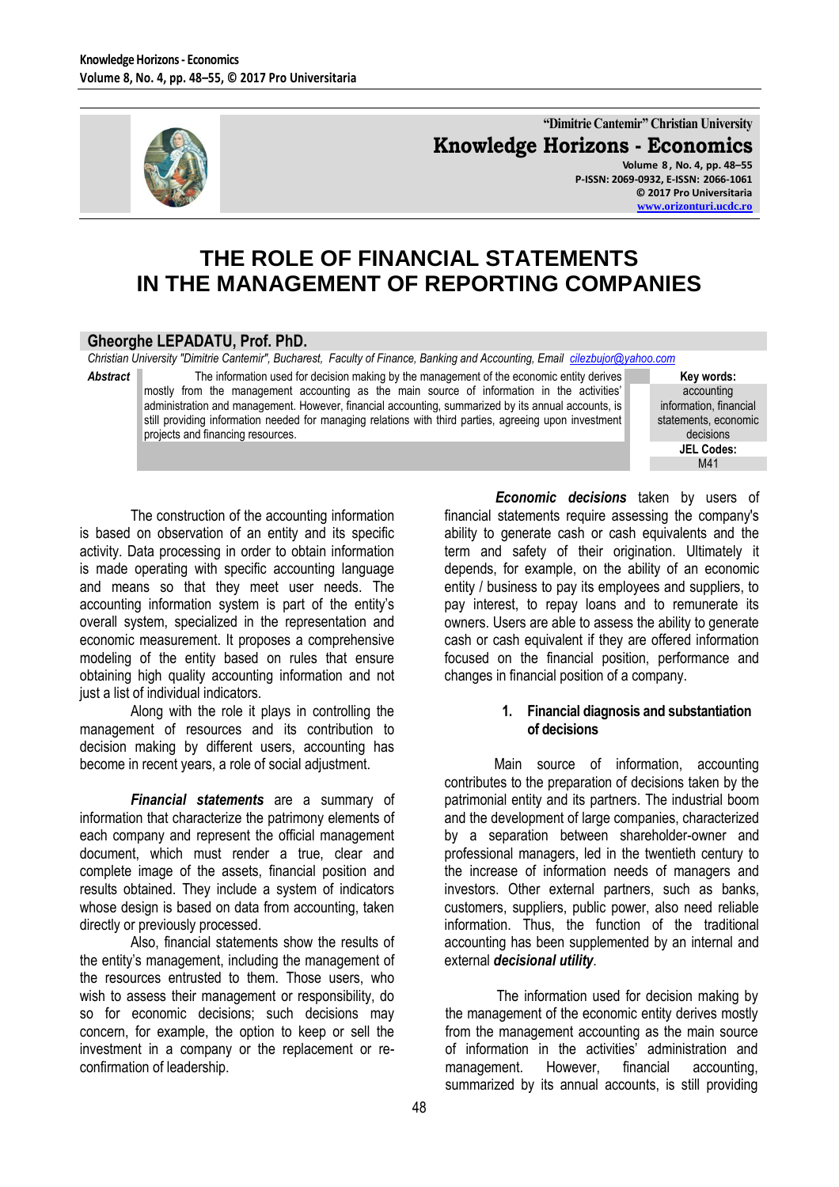# THE ROLE OF FINANCIAL STATEMENTS IN THE MANAGEMENT OF REPORTING COMPANIES

**Gheorghe LEPADATU, Prof. PhD.**

*Christian University "Dimitrie Cantemir", Bucharest, Faculty of Finance, Banking and Accounting, Email cilezbujor@yahoo.com*

***Abstract*** The information used for decision making by the management of the economic entity derives mostly from the management accounting as the main source of information in the activities' administration and management. However, financial accounting, summarized by its annual accounts, is still providing information needed for managing relations with third parties, agreeing upon investment projects and financing resources.

**Key words:** accounting information, financial statements, economic decisions

**JEL Codes:** M41

The construction of the accounting information is based on observation of an entity and its specific activity. Data processing in order to obtain information is made operating with specific accounting language and means so that they meet user needs. The accounting information system is part of the entity's overall system, specialized in the representation and economic measurement. It proposes a comprehensive modeling of the entity based on rules that ensure obtaining high quality accounting information and not just a list of individual indicators.

Along with the role it plays in controlling the management of resources and its contribution to decision making by different users, accounting has become in recent years, a role of social adjustment.

***Financial statements*** are a summary of information that characterize the patrimony elements of each company and represent the official management document, which must render a true, clear and complete image of the assets, financial position and results obtained. They include a system of indicators whose design is based on data from accounting, taken directly or previously processed.

Also, financial statements show the results of the entity's management, including the management of the resources entrusted to them. Those users, who wish to assess their management or responsibility, do so for economic decisions; such decisions may concern, for example, the option to keep or sell the investment in a company or the replacement or re-confirmation of leadership.

***Economic decisions*** taken by users of financial statements require assessing the company's ability to generate cash or cash equivalents and the term and safety of their origination. Ultimately it depends, for example, on the ability of an economic entity / business to pay its employees and suppliers, to pay interest, to repay loans and to remunerate its owners. Users are able to assess the ability to generate cash or cash equivalent if they are offered information focused on the financial position, performance and changes in financial position of a company.

## 1. Financial diagnosis and substantiation of decisions

Main source of information, accounting contributes to the preparation of decisions taken by the patrimonial entity and its partners. The industrial boom and the development of large companies, characterized by a separation between shareholder-owner and professional managers, led in the twentieth century to the increase of information needs of managers and investors. Other external partners, such as banks, customers, suppliers, public power, also need reliable information. Thus, the function of the traditional accounting has been supplemented by an internal and external ***decisional utility***.

The information used for decision making by the management of the economic entity derives mostly from the management accounting as the main source of information in the activities' administration and management. However, financial accounting, summarized by its annual accounts, is still providing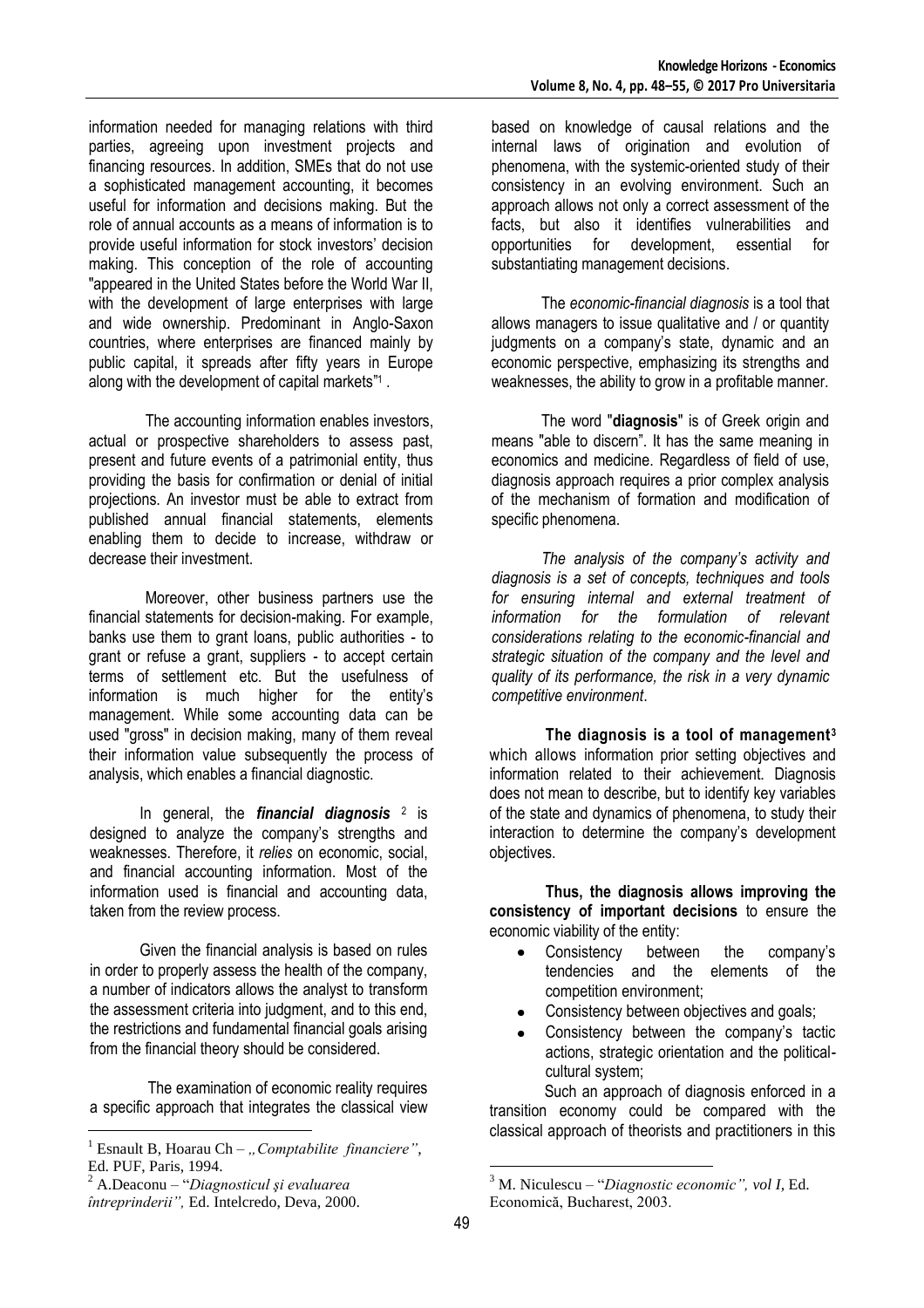information needed for managing relations with third parties, agreeing upon investment projects and financing resources. In addition, SMEs that do not use a sophisticated management accounting, it becomes useful for information and decisions making. But the role of annual accounts as a means of information is to provide useful information for stock investors' decision making. This conception of the role of accounting "appeared in the United States before the World War II, with the development of large enterprises with large and wide ownership. Predominant in Anglo-Saxon countries, where enterprises are financed mainly by public capital, it spreads after fifty years in Europe along with the development of capital markets"[1] .

The accounting information enables investors, actual or prospective shareholders to assess past, present and future events of a patrimonial entity, thus providing the basis for confirmation or denial of initial projections. An investor must be able to extract from published annual financial statements, elements enabling them to decide to increase, withdraw or decrease their investment.

Moreover, other business partners use the financial statements for decision-making. For example, banks use them to grant loans, public authorities - to grant or refuse a grant, suppliers - to accept certain terms of settlement etc. But the usefulness of information is much higher for the entity's management. While some accounting data can be used "gross" in decision making, many of them reveal their information value subsequently the process of analysis, which enables a financial diagnostic.

In general, the ***financial diagnosis*** [2] is designed to analyze the company's strengths and weaknesses. Therefore, it *relies* on economic, social, and financial accounting information. Most of the information used is financial and accounting data, taken from the review process.

Given the financial analysis is based on rules in order to properly assess the health of the company, a number of indicators allows the analyst to transform the assessment criteria into judgment, and to this end, the restrictions and fundamental financial goals arising from the financial theory should be considered.

The examination of economic reality requires a specific approach that integrates the classical view based on knowledge of causal relations and the internal laws of origination and evolution of phenomena, with the systemic-oriented study of their consistency in an evolving environment. Such an approach allows not only a correct assessment of the facts, but also it identifies vulnerabilities and opportunities for development, essential for substantiating management decisions.

The *economic-financial diagnosis* is a tool that allows managers to issue qualitative and / or quantity judgments on a company's state, dynamic and an economic perspective, emphasizing its strengths and weaknesses, the ability to grow in a profitable manner.

The word "**diagnosis**" is of Greek origin and means "able to discern". It has the same meaning in economics and medicine. Regardless of field of use, diagnosis approach requires a prior complex analysis of the mechanism of formation and modification of specific phenomena.

*The analysis of the company's activity and diagnosis is a set of concepts, techniques and tools for ensuring internal and external treatment of information for the formulation of relevant considerations relating to the economic-financial and strategic situation of the company and the level and quality of its performance, the risk in a very dynamic competitive environment*.

**The diagnosis is a tool of management**[3] which allows information prior setting objectives and information related to their achievement. Diagnosis does not mean to describe, but to identify key variables of the state and dynamics of phenomena, to study their interaction to determine the company's development objectives.

**Thus, the diagnosis allows improving the consistency of important decisions** to ensure the economic viability of the entity:

- Consistency between the company's tendencies and the elements of the competition environment;
- Consistency between objectives and goals;
- Consistency between the company's tactic actions, strategic orientation and the political-cultural system;

Such an approach of diagnosis enforced in a transition economy could be compared with the classical approach of theorists and practitioners in this

---

[1] Esnault B, Hoarau Ch – *„Comptabilite financiere"*, Ed. PUF, Paris, 1994.

[2] A.Deaconu – "*Diagnosticul şi evaluarea întreprinderii",* Ed. Intelcredo, Deva, 2000.

[3] M. Niculescu – "*Diagnostic economic", vol I,* Ed. Economică, Bucharest, 2003.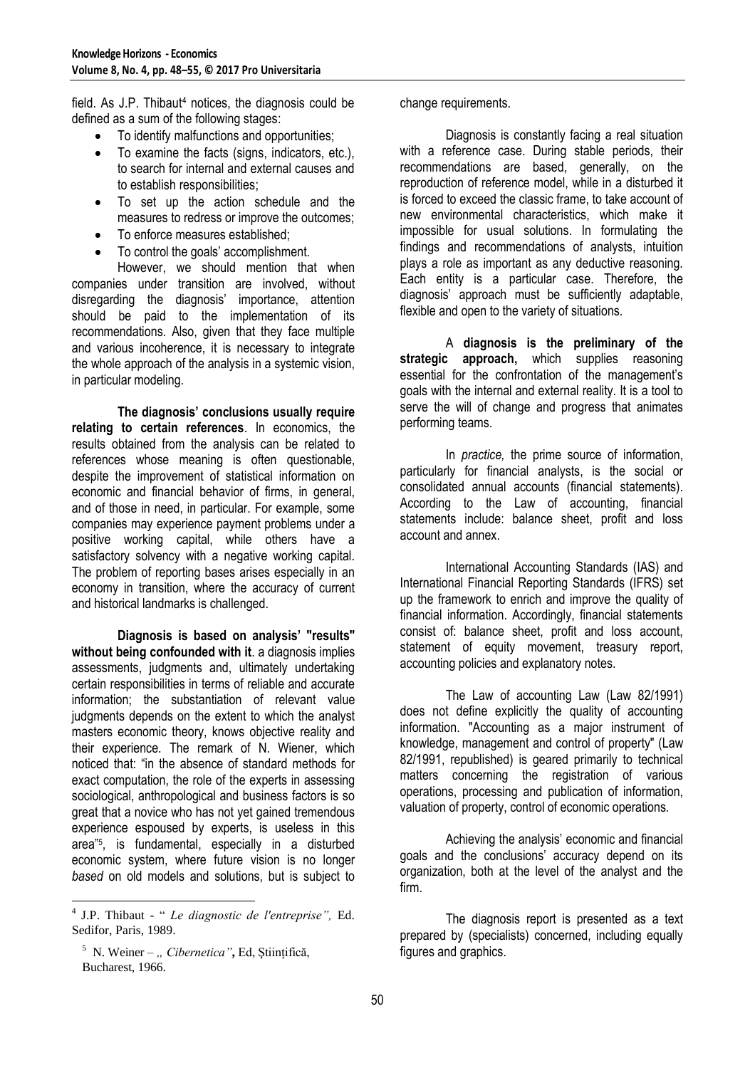field. As J.P. Thibaut[4] notices, the diagnosis could be defined as a sum of the following stages:

- To identify malfunctions and opportunities;
- To examine the facts (signs, indicators, etc.), to search for internal and external causes and to establish responsibilities;
- To set up the action schedule and the measures to redress or improve the outcomes;
- To enforce measures established;
- To control the goals' accomplishment.

However, we should mention that when companies under transition are involved, without disregarding the diagnosis' importance, attention should be paid to the implementation of its recommendations. Also, given that they face multiple and various incoherence, it is necessary to integrate the whole approach of the analysis in a systemic vision, in particular modeling.

**The diagnosis' conclusions usually require relating to certain references**. In economics, the results obtained from the analysis can be related to references whose meaning is often questionable, despite the improvement of statistical information on economic and financial behavior of firms, in general, and of those in need, in particular. For example, some companies may experience payment problems under a positive working capital, while others have a satisfactory solvency with a negative working capital. The problem of reporting bases arises especially in an economy in transition, where the accuracy of current and historical landmarks is challenged.

**Diagnosis is based on analysis' "results" without being confounded with it**. a diagnosis implies assessments, judgments and, ultimately undertaking certain responsibilities in terms of reliable and accurate information; the substantiation of relevant value judgments depends on the extent to which the analyst masters economic theory, knows objective reality and their experience. The remark of N. Wiener, which noticed that: "in the absence of standard methods for exact computation, the role of the experts in assessing sociological, anthropological and business factors is so great that a novice who has not yet gained tremendous experience espoused by experts, is useless in this area"[5], is fundamental, especially in a disturbed economic system, where future vision is no longer *based* on old models and solutions, but is subject to change requirements.

Diagnosis is constantly facing a real situation with a reference case. During stable periods, their recommendations are based, generally, on the reproduction of reference model, while in a disturbed it is forced to exceed the classic frame, to take account of new environmental characteristics, which make it impossible for usual solutions. In formulating the findings and recommendations of analysts, intuition plays a role as important as any deductive reasoning. Each entity is a particular case. Therefore, the diagnosis' approach must be sufficiently adaptable, flexible and open to the variety of situations.

A **diagnosis is the preliminary of the strategic approach,** which supplies reasoning essential for the confrontation of the management's goals with the internal and external reality. It is a tool to serve the will of change and progress that animates performing teams.

In *practice,* the prime source of information, particularly for financial analysts, is the social or consolidated annual accounts (financial statements). According to the Law of accounting, financial statements include: balance sheet, profit and loss account and annex.

International Accounting Standards (IAS) and International Financial Reporting Standards (IFRS) set up the framework to enrich and improve the quality of financial information. Accordingly, financial statements consist of: balance sheet, profit and loss account, statement of equity movement, treasury report, accounting policies and explanatory notes.

The Law of accounting Law (Law 82/1991) does not define explicitly the quality of accounting information. "Accounting as a major instrument of knowledge, management and control of property" (Law 82/1991, republished) is geared primarily to technical matters concerning the registration of various operations, processing and publication of information, valuation of property, control of economic operations.

Achieving the analysis' economic and financial goals and the conclusions' accuracy depend on its organization, both at the level of the analyst and the firm.

The diagnosis report is presented as a text prepared by (specialists) concerned, including equally figures and graphics.

---

[4] J.P. Thibaut - " *Le diagnostic de l'entreprise",* Ed. Sedifor, Paris, 1989.

[5] N. Weiner – *„ Cibernetica"***,** Ed, Științifică, Bucharest, 1966.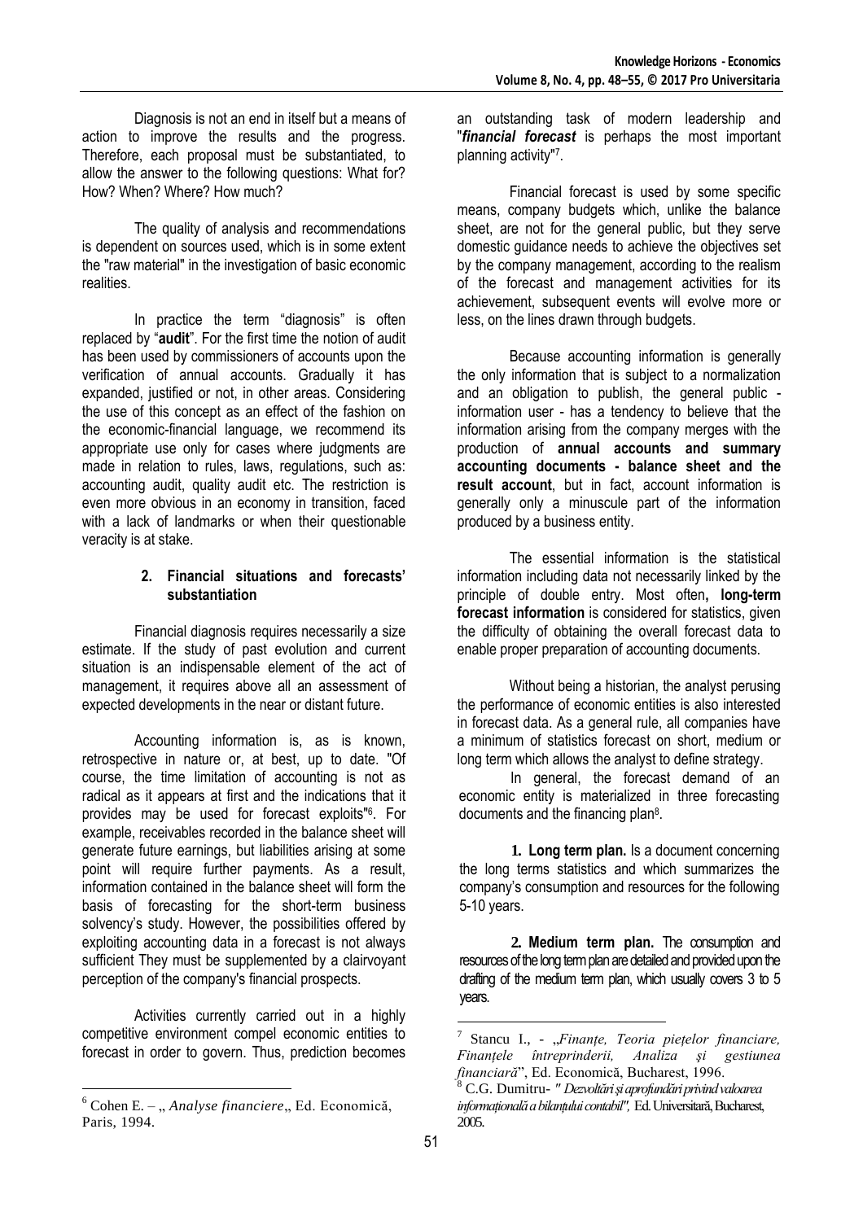Diagnosis is not an end in itself but a means of action to improve the results and the progress. Therefore, each proposal must be substantiated, to allow the answer to the following questions: What for? How? When? Where? How much?

The quality of analysis and recommendations is dependent on sources used, which is in some extent the "raw material" in the investigation of basic economic realities.

In practice the term "diagnosis" is often replaced by "**audit**". For the first time the notion of audit has been used by commissioners of accounts upon the verification of annual accounts. Gradually it has expanded, justified or not, in other areas. Considering the use of this concept as an effect of the fashion on the economic-financial language, we recommend its appropriate use only for cases where judgments are made in relation to rules, laws, regulations, such as: accounting audit, quality audit etc. The restriction is even more obvious in an economy in transition, faced with a lack of landmarks or when their questionable veracity is at stake.

## 2. Financial situations and forecasts' substantiation

Financial diagnosis requires necessarily a size estimate. If the study of past evolution and current situation is an indispensable element of the act of management, it requires above all an assessment of expected developments in the near or distant future.

Accounting information is, as is known, retrospective in nature or, at best, up to date. "Of course, the time limitation of accounting is not as radical as it appears at first and the indications that it provides may be used for forecast exploits"[6]. For example, receivables recorded in the balance sheet will generate future earnings, but liabilities arising at some point will require further payments. As a result, information contained in the balance sheet will form the basis of forecasting for the short-term business solvency's study. However, the possibilities offered by exploiting accounting data in a forecast is not always sufficient They must be supplemented by a clairvoyant perception of the company's financial prospects.

Activities currently carried out in a highly competitive environment compel economic entities to forecast in order to govern. Thus, prediction becomes an outstanding task of modern leadership and "***financial forecast*** is perhaps the most important planning activity"[7].

Financial forecast is used by some specific means, company budgets which, unlike the balance sheet, are not for the general public, but they serve domestic guidance needs to achieve the objectives set by the company management, according to the realism of the forecast and management activities for its achievement, subsequent events will evolve more or less, on the lines drawn through budgets.

Because accounting information is generally the only information that is subject to a normalization and an obligation to publish, the general public - information user - has a tendency to believe that the information arising from the company merges with the production of **annual accounts and summary accounting documents - balance sheet and the result account**, but in fact, account information is generally only a minuscule part of the information produced by a business entity.

The essential information is the statistical information including data not necessarily linked by the principle of double entry. Most often**, long-term forecast information** is considered for statistics, given the difficulty of obtaining the overall forecast data to enable proper preparation of accounting documents.

Without being a historian, the analyst perusing the performance of economic entities is also interested in forecast data. As a general rule, all companies have a minimum of statistics forecast on short, medium or long term which allows the analyst to define strategy.

In general, the forecast demand of an economic entity is materialized in three forecasting documents and the financing plan[8].

**1. Long term plan.** Is a document concerning the long terms statistics and which summarizes the company's consumption and resources for the following 5-10 years.

**2. Medium term plan.** The consumption and resources of the long term plan are detailed and provided upon the drafting of the medium term plan, which usually covers 3 to 5 years.

---

[6] Cohen E. – „ *Analyse financiere*„ Ed. Economică, Paris, 1994.

[7] Stancu I., - „*Finanțe, Teoria piețelor financiare, Finanțele întreprinderii, Analiza şi gestiunea financiară*", Ed. Economică, Bucharest, 1996.

[8] C.G. Dumitru- *" Dezvoltări şi aprofundări privind valoarea informațională a bilanțului contabil",* Ed. Universitară, Bucharest, 2005.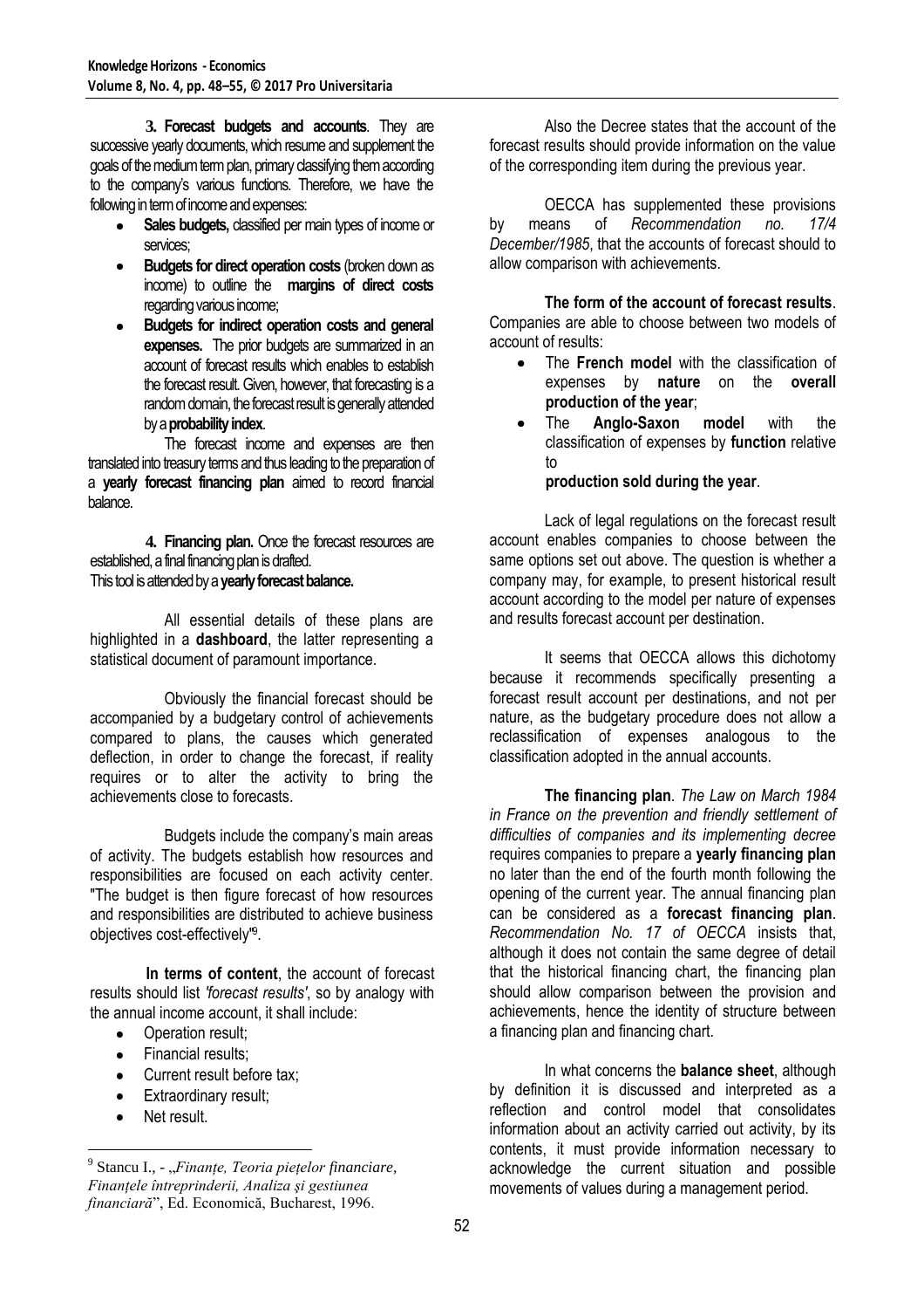**3. Forecast budgets and accounts**. They are successive yearly documents, which resume and supplement the goals of the medium term plan, primary classifying them according to the company's various functions. Therefore, we have the following in term of income and expenses:

- **Sales budgets,** classified per main types of income or services;
- **Budgets for direct operation costs** (broken down as income) to outline the **margins of direct costs** regarding various income;
- **Budgets for indirect operation costs and general expenses.** The prior budgets are summarized in an account of forecast results which enables to establish the forecast result. Given, however, that forecasting is a random domain, the forecast result is generally attended by a **probability index**.

The forecast income and expenses are then translated into treasury terms and thus leading to the preparation of a **yearly forecast financing plan** aimed to record financial balance.

**4. Financing plan.** Once the forecast resources are established, a final financing plan is drafted.
This tool is attended by a **yearly forecast balance.**

All essential details of these plans are highlighted in a **dashboard**, the latter representing a statistical document of paramount importance.

Obviously the financial forecast should be accompanied by a budgetary control of achievements compared to plans, the causes which generated deflection, in order to change the forecast, if reality requires or to alter the activity to bring the achievements close to forecasts.

Budgets include the company's main areas of activity. The budgets establish how resources and responsibilities are focused on each activity center. "The budget is then figure forecast of how resources and responsibilities are distributed to achieve business objectives cost-effectively"[9].

**In terms of content**, the account of forecast results should list *'forecast results'*, so by analogy with the annual income account, it shall include:

- Operation result;
- Financial results;
- Current result before tax;
- Extraordinary result;
- Net result.

Also the Decree states that the account of the forecast results should provide information on the value of the corresponding item during the previous year.

OECCA has supplemented these provisions by means of *Recommendation no. 17/4 December/1985*, that the accounts of forecast should to allow comparison with achievements.

**The form of the account of forecast results**. Companies are able to choose between two models of account of results:

- The **French model** with the classification of expenses by **nature** on the **overall production of the year**;
- The **Anglo-Saxon model** with the classification of expenses by **function** relative to **production sold during the year**.

Lack of legal regulations on the forecast result account enables companies to choose between the same options set out above. The question is whether a company may, for example, to present historical result account according to the model per nature of expenses and results forecast account per destination.

It seems that OECCA allows this dichotomy because it recommends specifically presenting a forecast result account per destinations, and not per nature, as the budgetary procedure does not allow a reclassification of expenses analogous to the classification adopted in the annual accounts.

**The financing plan**. *The Law on March 1984 in France on the prevention and friendly settlement of difficulties of companies and its implementing decree* requires companies to prepare a **yearly financing plan** no later than the end of the fourth month following the opening of the current year. The annual financing plan can be considered as a **forecast financing plan**. *Recommendation No. 17 of OECCA* insists that, although it does not contain the same degree of detail that the historical financing chart, the financing plan should allow comparison between the provision and achievements, hence the identity of structure between a financing plan and financing chart.

In what concerns the **balance sheet**, although by definition it is discussed and interpreted as a reflection and control model that consolidates information about an activity carried out activity, by its contents, it must provide information necessary to acknowledge the current situation and possible movements of values during a management period.

---

[9] Stancu I., - „*Finanțe, Teoria piețelor financiare, Finanțele întreprinderii, Analiza și gestiunea financiară*", Ed. Economică, Bucharest, 1996.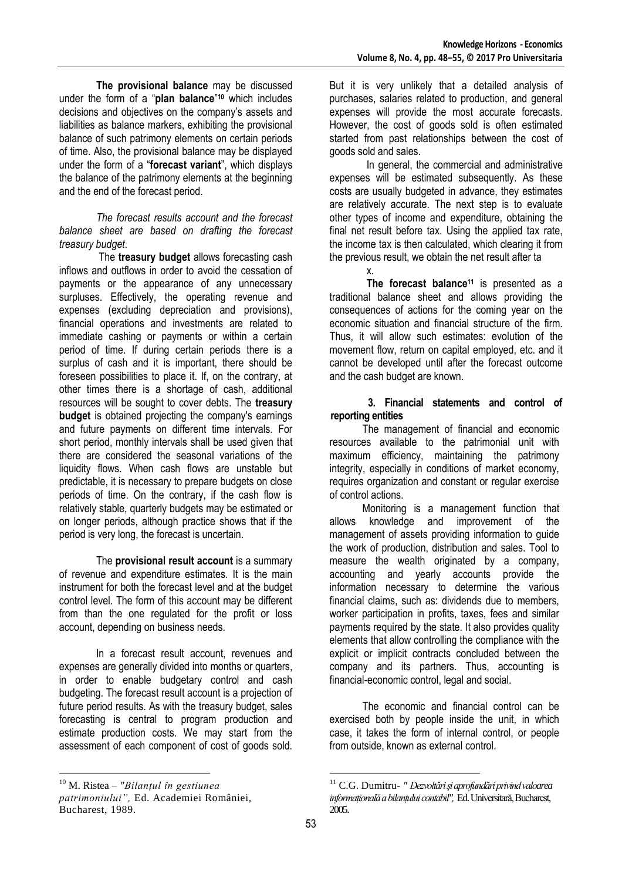**The provisional balance** may be discussed under the form of a "**plan balance**"[10] which includes decisions and objectives on the company's assets and liabilities as balance markers, exhibiting the provisional balance of such patrimony elements on certain periods of time. Also, the provisional balance may be displayed under the form of a "**forecast variant**", which displays the balance of the patrimony elements at the beginning and the end of the forecast period.

*The forecast results account and the forecast balance sheet are based on drafting the forecast treasury budget.*

The **treasury budget** allows forecasting cash inflows and outflows in order to avoid the cessation of payments or the appearance of any unnecessary surpluses. Effectively, the operating revenue and expenses (excluding depreciation and provisions), financial operations and investments are related to immediate cashing or payments or within a certain period of time. If during certain periods there is a surplus of cash and it is important, there should be foreseen possibilities to place it. If, on the contrary, at other times there is a shortage of cash, additional resources will be sought to cover debts. The **treasury budget** is obtained projecting the company's earnings and future payments on different time intervals. For short period, monthly intervals shall be used given that there are considered the seasonal variations of the liquidity flows. When cash flows are unstable but predictable, it is necessary to prepare budgets on close periods of time. On the contrary, if the cash flow is relatively stable, quarterly budgets may be estimated or on longer periods, although practice shows that if the period is very long, the forecast is uncertain.

The **provisional result account** is a summary of revenue and expenditure estimates. It is the main instrument for both the forecast level and at the budget control level. The form of this account may be different from than the one regulated for the profit or loss account, depending on business needs.

In a forecast result account, revenues and expenses are generally divided into months or quarters, in order to enable budgetary control and cash budgeting. The forecast result account is a projection of future period results. As with the treasury budget, sales forecasting is central to program production and estimate production costs. We may start from the assessment of each component of cost of goods sold. But it is very unlikely that a detailed analysis of purchases, salaries related to production, and general expenses will provide the most accurate forecasts. However, the cost of goods sold is often estimated started from past relationships between the cost of goods sold and sales.

In general, the commercial and administrative expenses will be estimated subsequently. As these costs are usually budgeted in advance, they estimates are relatively accurate. The next step is to evaluate other types of income and expenditure, obtaining the final net result before tax. Using the applied tax rate, the income tax is then calculated, which clearing it from the previous result, we obtain the net result after ta x.

**The forecast balance**[11] is presented as a traditional balance sheet and allows providing the consequences of actions for the coming year on the economic situation and financial structure of the firm. Thus, it will allow such estimates: evolution of the movement flow, return on capital employed, etc. and it cannot be developed until after the forecast outcome and the cash budget are known.

## 3. Financial statements and control of reporting entities

The management of financial and economic resources available to the patrimonial unit with maximum efficiency, maintaining the patrimony integrity, especially in conditions of market economy, requires organization and constant or regular exercise of control actions.

Monitoring is a management function that allows knowledge and improvement of the management of assets providing information to guide the work of production, distribution and sales. Tool to measure the wealth originated by a company, accounting and yearly accounts provide the information necessary to determine the various financial claims, such as: dividends due to members, worker participation in profits, taxes, fees and similar payments required by the state. It also provides quality elements that allow controlling the compliance with the explicit or implicit contracts concluded between the company and its partners. Thus, accounting is financial-economic control, legal and social.

The economic and financial control can be exercised both by people inside the unit, in which case, it takes the form of internal control, or people from outside, known as external control.

---

[10] M. Ristea – *"Bilanțul în gestiunea patrimoniului",* Ed. Academiei României, Bucharest, 1989.

[11] C.G. Dumitru- *" Dezvoltări și aprofundări privind valoarea informațională a bilanțului contabil",* Ed. Universitară, Bucharest, 2005.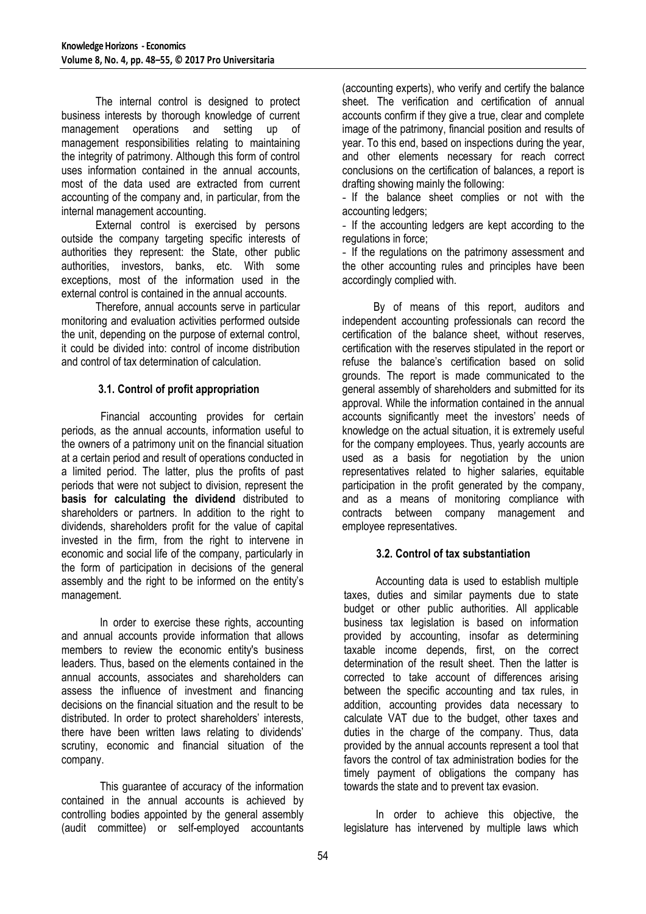The internal control is designed to protect business interests by thorough knowledge of current management operations and setting up of management responsibilities relating to maintaining the integrity of patrimony. Although this form of control uses information contained in the annual accounts, most of the data used are extracted from current accounting of the company and, in particular, from the internal management accounting.

External control is exercised by persons outside the company targeting specific interests of authorities they represent: the State, other public authorities, investors, banks, etc. With some exceptions, most of the information used in the external control is contained in the annual accounts.

Therefore, annual accounts serve in particular monitoring and evaluation activities performed outside the unit, depending on the purpose of external control, it could be divided into: control of income distribution and control of tax determination of calculation.

### 3.1. Control of profit appropriation

Financial accounting provides for certain periods, as the annual accounts, information useful to the owners of a patrimony unit on the financial situation at a certain period and result of operations conducted in a limited period. The latter, plus the profits of past periods that were not subject to division, represent the **basis for calculating the dividend** distributed to shareholders or partners. In addition to the right to dividends, shareholders profit for the value of capital invested in the firm, from the right to intervene in economic and social life of the company, particularly in the form of participation in decisions of the general assembly and the right to be informed on the entity's management.

In order to exercise these rights, accounting and annual accounts provide information that allows members to review the economic entity's business leaders. Thus, based on the elements contained in the annual accounts, associates and shareholders can assess the influence of investment and financing decisions on the financial situation and the result to be distributed. In order to protect shareholders' interests, there have been written laws relating to dividends' scrutiny, economic and financial situation of the company.

This guarantee of accuracy of the information contained in the annual accounts is achieved by controlling bodies appointed by the general assembly (audit committee) or self-employed accountants (accounting experts), who verify and certify the balance sheet. The verification and certification of annual accounts confirm if they give a true, clear and complete image of the patrimony, financial position and results of year. To this end, based on inspections during the year, and other elements necessary for reach correct conclusions on the certification of balances, a report is drafting showing mainly the following:

- If the balance sheet complies or not with the accounting ledgers;
- If the accounting ledgers are kept according to the regulations in force;
- If the regulations on the patrimony assessment and the other accounting rules and principles have been accordingly complied with.

By of means of this report, auditors and independent accounting professionals can record the certification of the balance sheet, without reserves, certification with the reserves stipulated in the report or refuse the balance's certification based on solid grounds. The report is made communicated to the general assembly of shareholders and submitted for its approval. While the information contained in the annual accounts significantly meet the investors' needs of knowledge on the actual situation, it is extremely useful for the company employees. Thus, yearly accounts are used as a basis for negotiation by the union representatives related to higher salaries, equitable participation in the profit generated by the company, and as a means of monitoring compliance with contracts between company management and employee representatives.

### 3.2. Control of tax substantiation

Accounting data is used to establish multiple taxes, duties and similar payments due to state budget or other public authorities. All applicable business tax legislation is based on information provided by accounting, insofar as determining taxable income depends, first, on the correct determination of the result sheet. Then the latter is corrected to take account of differences arising between the specific accounting and tax rules, in addition, accounting provides data necessary to calculate VAT due to the budget, other taxes and duties in the charge of the company. Thus, data provided by the annual accounts represent a tool that favors the control of tax administration bodies for the timely payment of obligations the company has towards the state and to prevent tax evasion.

In order to achieve this objective, the legislature has intervened by multiple laws which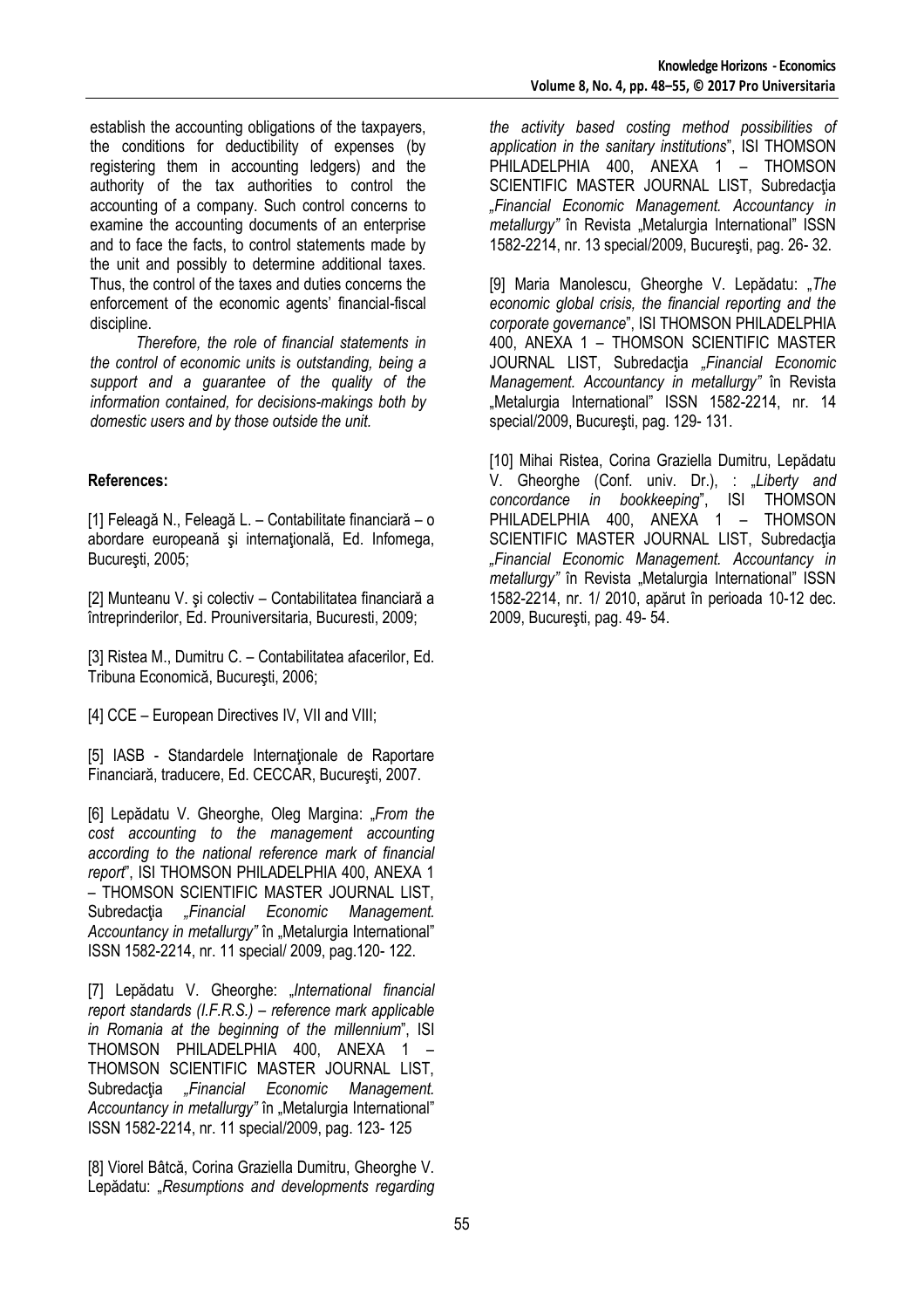establish the accounting obligations of the taxpayers, the conditions for deductibility of expenses (by registering them in accounting ledgers) and the authority of the tax authorities to control the accounting of a company. Such control concerns to examine the accounting documents of an enterprise and to face the facts, to control statements made by the unit and possibly to determine additional taxes. Thus, the control of the taxes and duties concerns the enforcement of the economic agents' financial-fiscal discipline.

*Therefore, the role of financial statements in the control of economic units is outstanding, being a support and a guarantee of the quality of the information contained, for decisions-makings both by domestic users and by those outside the unit.*

**References:**

[1] Feleagă N., Feleagă L. – Contabilitate financiară – o abordare europeană şi internaţională, Ed. Infomega, Bucureşti, 2005;

[2] Munteanu V. şi colectiv – Contabilitatea financiară a întreprinderilor, Ed. Prouniversitaria, Bucuresti, 2009;

[3] Ristea M., Dumitru C. – Contabilitatea afacerilor, Ed. Tribuna Economică, Bucureşti, 2006;

[4] CCE – European Directives IV, VII and VIII;

[5] IASB - Standardele Internaţionale de Raportare Financiară, traducere, Ed. CECCAR, Bucureşti, 2007.

[6] Lepădatu V. Gheorghe, Oleg Margina: „*From the cost accounting to the management accounting according to the national reference mark of financial report*", ISI THOMSON PHILADELPHIA 400, ANEXA 1 – THOMSON SCIENTIFIC MASTER JOURNAL LIST, Subredacţia *„Financial Economic Management. Accountancy in metallurgy"* în „Metalurgia International" ISSN 1582-2214, nr. 11 special/ 2009, pag.120- 122.

[7] Lepădatu V. Gheorghe: „*International financial report standards (I.F.R.S.) – reference mark applicable in Romania at the beginning of the millennium*", ISI THOMSON PHILADELPHIA 400, ANEXA 1 – THOMSON SCIENTIFIC MASTER JOURNAL LIST, Subredacţia *„Financial Economic Management. Accountancy in metallurgy"* în „Metalurgia International" ISSN 1582-2214, nr. 11 special/2009, pag. 123- 125

[8] Viorel Bâtcă, Corina Graziella Dumitru, Gheorghe V. Lepădatu: „*Resumptions and developments regarding the activity based costing method possibilities of application in the sanitary institutions*", ISI THOMSON PHILADELPHIA 400, ANEXA 1 – THOMSON SCIENTIFIC MASTER JOURNAL LIST, Subredacţia *„Financial Economic Management. Accountancy in metallurgy"* în Revista „Metalurgia International" ISSN 1582-2214, nr. 13 special/2009, Bucureşti, pag. 26- 32.

[9] Maria Manolescu, Gheorghe V. Lepădatu: „*The economic global crisis, the financial reporting and the corporate governance*", ISI THOMSON PHILADELPHIA 400, ANEXA 1 – THOMSON SCIENTIFIC MASTER JOURNAL LIST, Subredacţia *„Financial Economic Management. Accountancy in metallurgy"* în Revista „Metalurgia International" ISSN 1582-2214, nr. 14 special/2009, Bucureşti, pag. 129- 131.

[10] Mihai Ristea, Corina Graziella Dumitru, Lepădatu V. Gheorghe (Conf. univ. Dr.), : „*Liberty and concordance in bookkeeping*", ISI THOMSON PHILADELPHIA 400, ANEXA 1 – THOMSON SCIENTIFIC MASTER JOURNAL LIST, Subredacţia *„Financial Economic Management. Accountancy in metallurgy"* în Revista „Metalurgia International" ISSN 1582-2214, nr. 1/ 2010, apărut în perioada 10-12 dec. 2009, Bucureşti, pag. 49- 54.